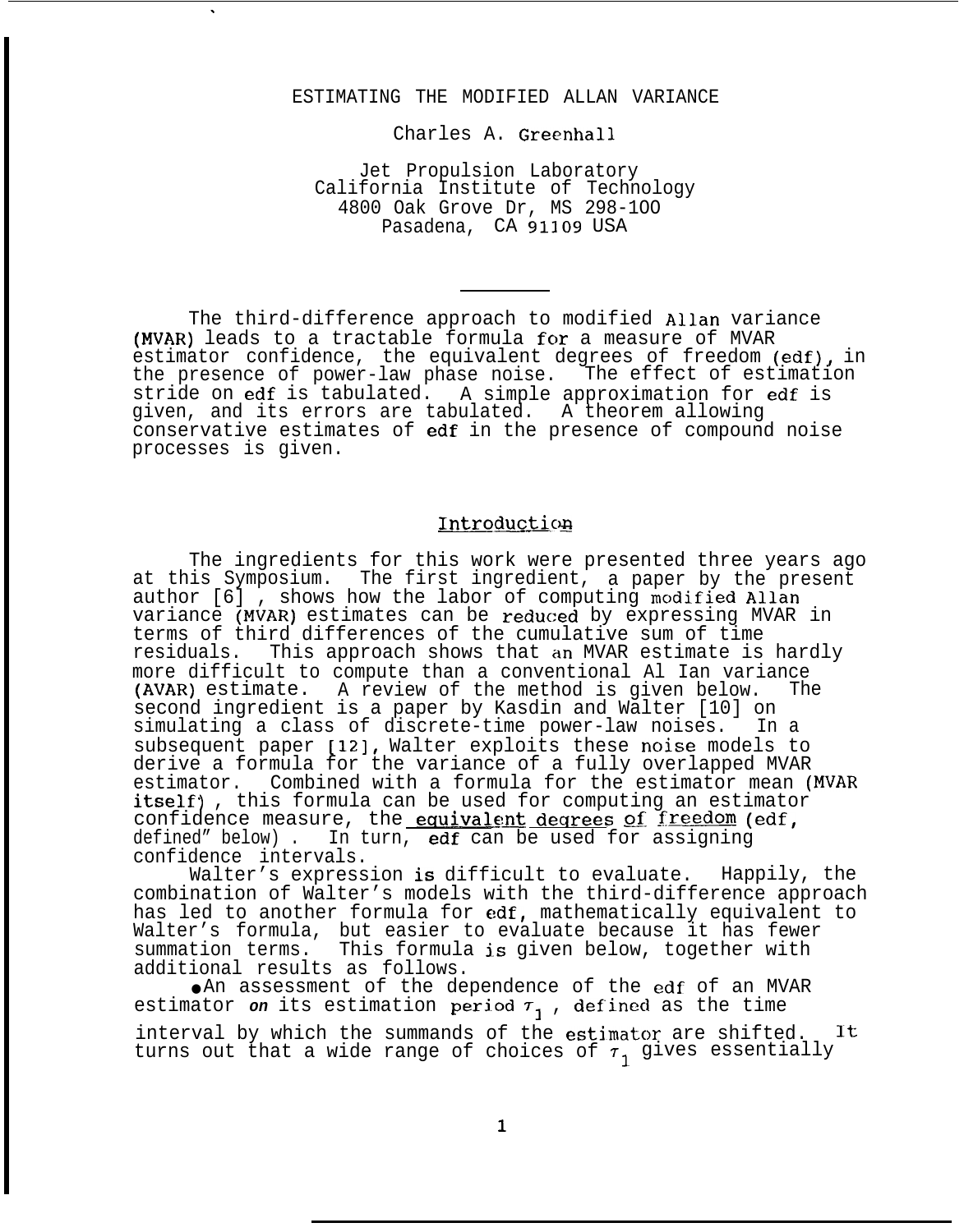# ESTIMATING THE MODIFIED ALLAN VARIANCE

Charles A. Greenhall

Jet Propulsion Laboratory
California Institute of Technology
4800 Oak Grove Dr, MS 298-100
Pasadena, CA 91109 USA

---

The third-difference approach to modified Allan variance (MVAR) leads to a tractable formula for a measure of MVAR estimator confidence, the equivalent degrees of freedom (edf), in the presence of power-law phase noise. The effect of estimation stride on edf is tabulated. A simple approximation for edf is given, and its errors are tabulated. A theorem allowing conservative estimates of edf in the presence of compound noise processes is given.

## Introduction

The ingredients for this work were presented three years ago at this Symposium. The first ingredient, a paper by the present author [6], shows how the labor of computing modified Allan variance (MVAR) estimates can be reduced by expressing MVAR in terms of third differences of the cumulative sum of time residuals. This approach shows that an MVAR estimate is hardly more difficult to compute than a conventional Allan variance (AVAR) estimate. A review of the method is given below. The second ingredient is a paper by Kasdin and Walter [10] on simulating a class of discrete-time power-law noises. In a subsequent paper [12], Walter exploits these noise models to derive a formula for the variance of a fully overlapped MVAR estimator. Combined with a formula for the estimator mean (MVAR itself), this formula can be used for computing an estimator confidence measure, the equivalent degrees of freedom (edf, defined below). In turn, edf can be used for assigning confidence intervals.

Walter's expression is difficult to evaluate. Happily, the combination of Walter's models with the third-difference approach has led to another formula for edf, mathematically equivalent to Walter's formula, but easier to evaluate because it has fewer summation terms. This formula is given below, together with additional results as follows.

- An assessment of the dependence of the edf of an MVAR estimator *on* its estimation period $\tau_1$, defined as the time interval by which the summands of the estimator are shifted. It turns out that a wide range of choices of $\tau_1$ gives essentially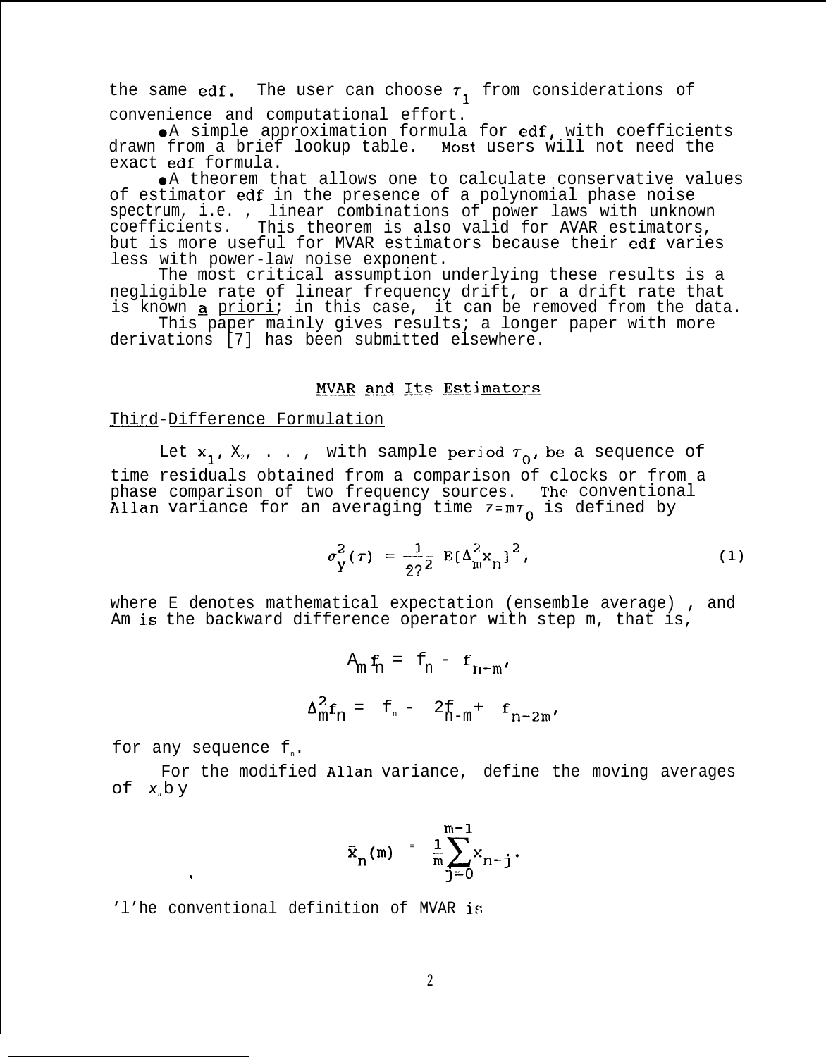the same edf. The user can choose $\tau_1$ from considerations of convenience and computational effort.

- A simple approximation formula for edf, with coefficients drawn from a brief lookup table. Most users will not need the exact edf formula.
- A theorem that allows one to calculate conservative values of estimator edf in the presence of a polynomial phase noise spectrum, i.e., linear combinations of power laws with unknown coefficients. This theorem is also valid for AVAR estimators, but is more useful for MVAR estimators because their edf varies less with power-law noise exponent.

The most critical assumption underlying these results is a negligible rate of linear frequency drift, or a drift rate that is known a priori; in this case, it can be removed from the data.

This paper mainly gives results; a longer paper with more derivations [7] has been submitted elsewhere.

## MVAR and Its Estimators

### Third-Difference Formulation

Let $x_1, x_2, \ldots,$ with sample period $\tau_0$, be a sequence of time residuals obtained from a comparison of clocks or from a phase comparison of two frequency sources. The conventional Allan variance for an averaging time $\tau = m\tau_0$ is defined by

$$\sigma_y^2(\tau) = \frac{1}{2\tau^2} E[\Delta_m^2 x_n]^2, \tag{1}$$

where E denotes mathematical expectation (ensemble average), and $\Delta_m$ is the backward difference operator with step m, that is,

$$\Delta_m f_n = f_n - f_{n-m},$$

$$\Delta_m^2 f_n = f_n - 2f_{n-m} + f_{n-2m},$$

for any sequence $f_n$.

For the modified Allan variance, define the moving averages of $x_n$ by

$$\bar{x}_n(m) = \frac{1}{m}\sum_{j=0}^{m-1} x_{n-j}.$$

The conventional definition of MVAR is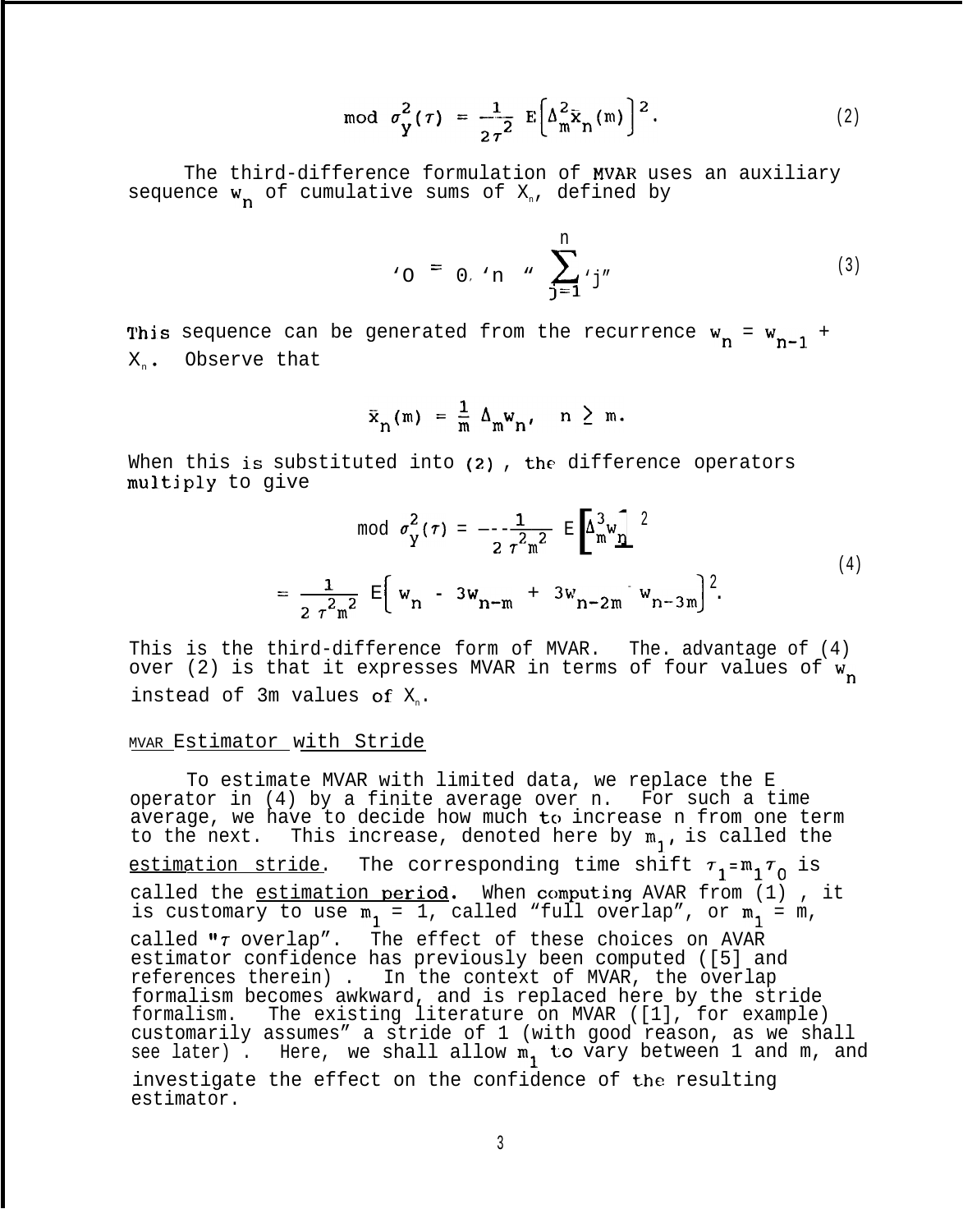$$\text{mod}\ \sigma_y^2(\tau) = \frac{1}{2\tau^2} E\left[\Delta_m^2 \bar{x}_n(m)\right]^2. \tag{2}$$

The third-difference formulation of MVAR uses an auxiliary sequence $w_n$ of cumulative sums of $x_n$, defined by

$$w_0 = 0,\ w_n = \sum_{j=1}^{n} x_j. \tag{3}$$

This sequence can be generated from the recurrence $w_n = w_{n-1} + x_n$. Observe that

$$\bar{x}_n(m) = \frac{1}{m} \Delta_m w_n, \quad n \geq m.$$

When this is substituted into (2), the difference operators multiply to give

$$\begin{aligned}
\text{mod}\ \sigma_y^2(\tau) &= \frac{1}{2\tau^2 m^2} E\left[\Delta_m^3 w_n\right]^2 \\
&= \frac{1}{2\tau^2 m^2} E\left\{w_n - 3w_{n-m} + 3w_{n-2m} - w_{n-3m}\right\}^2.
\end{aligned} \tag{4}$$

This is the third-difference form of MVAR. The advantage of (4) over (2) is that it expresses MVAR in terms of four values of $w_n$ instead of 3m values of $x_n$.

## MVAR Estimator with Stride

To estimate MVAR with limited data, we replace the E operator in (4) by a finite average over n. For such a time average, we have to decide how much to increase n from one term to the next. This increase, denoted here by $m_1$, is called the estimation stride. The corresponding time shift $\tau_1 = m_1\tau_0$ is called the estimation period. When computing AVAR from (1), it is customary to use $m_1 = 1$, called "full overlap", or $m_1 = m$, called "$\tau$ overlap". The effect of these choices on AVAR estimator confidence has previously been computed ([5] and references therein). In the context of MVAR, the overlap formalism becomes awkward, and is replaced here by the stride formalism. The existing literature on MVAR ([1], for example) customarily assumes" a stride of 1 (with good reason, as we shall see later). Here, we shall allow $m_1$ to vary between 1 and m, and investigate the effect on the confidence of the resulting estimator.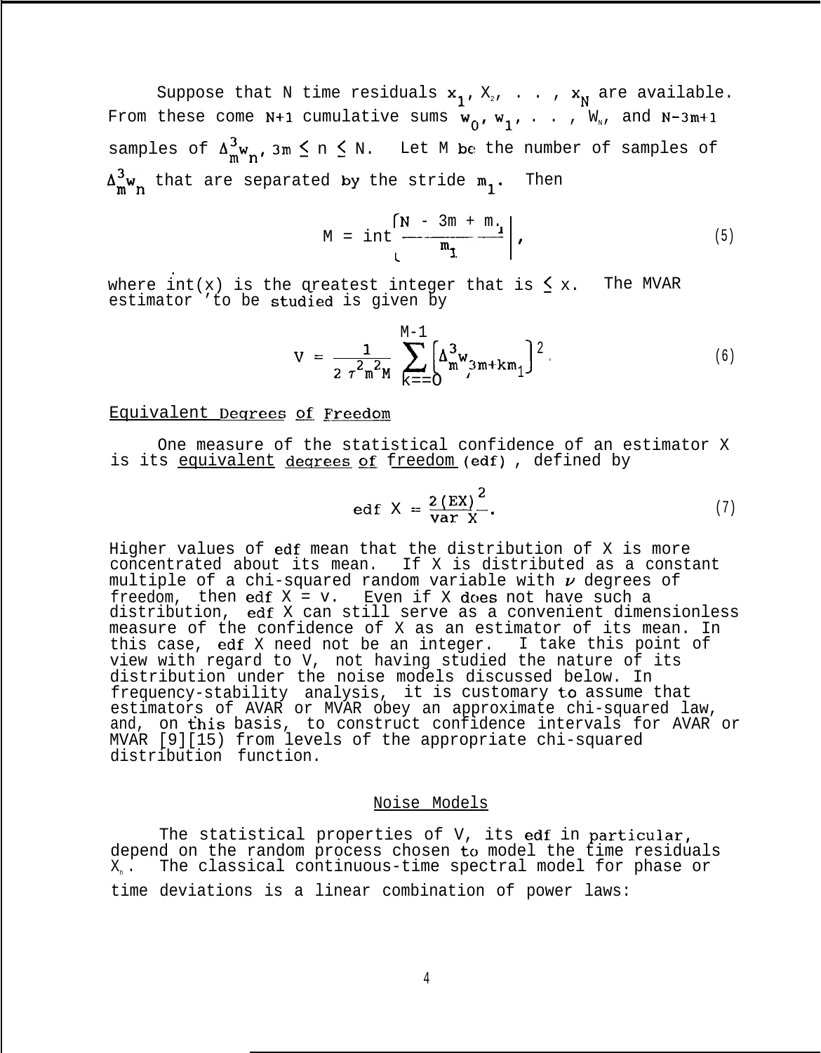Suppose that N time residuals $x_1, x_2, \ldots, x_N$ are available. From these come $N+1$ cumulative sums $w_0, w_1, \ldots, w_N$, and $N-3m+1$ samples of $\Delta_m^3 w_n$, $3m \le n \le N$. Let M be the number of samples of $\Delta_m^3 w_n$ that are separated by the stride $m_1$. Then

$$M = \operatorname{int}\left[\frac{N - 3m + m_1}{m_1}\right], \tag{5}$$

where int(x) is the greatest integer that is $\le x$. The MVAR estimator to be studied is given by

$$V = \frac{1}{2\tau^2 m^2 M} \sum_{k=0}^{M-1} \left[\Delta_m^3 w_{3m+km_1}\right]^2. \tag{6}$$

## Equivalent Degrees of Freedom

One measure of the statistical confidence of an estimator X is its equivalent degrees of freedom (edf), defined by

$$\text{edf } X = \frac{2(EX)^2}{\text{var } X}. \tag{7}$$

Higher values of edf mean that the distribution of X is more concentrated about its mean. If X is distributed as a constant multiple of a chi-squared random variable with $\nu$ degrees of freedom, then edf $X = \nu$. Even if X does not have such a distribution, edf X can still serve as a convenient dimensionless measure of the confidence of X as an estimator of its mean. In this case, edf X need not be an integer. I take this point of view with regard to V, not having studied the nature of its distribution under the noise models discussed below. In frequency-stability analysis, it is customary to assume that estimators of AVAR or MVAR obey an approximate chi-squared law, and, on this basis, to construct confidence intervals for AVAR or MVAR [9][15] from levels of the appropriate chi-squared distribution function.

## Noise Models

The statistical properties of V, its edf in particular, depend on the random process chosen to model the time residuals $x_n$. The classical continuous-time spectral model for phase or time deviations is a linear combination of power laws: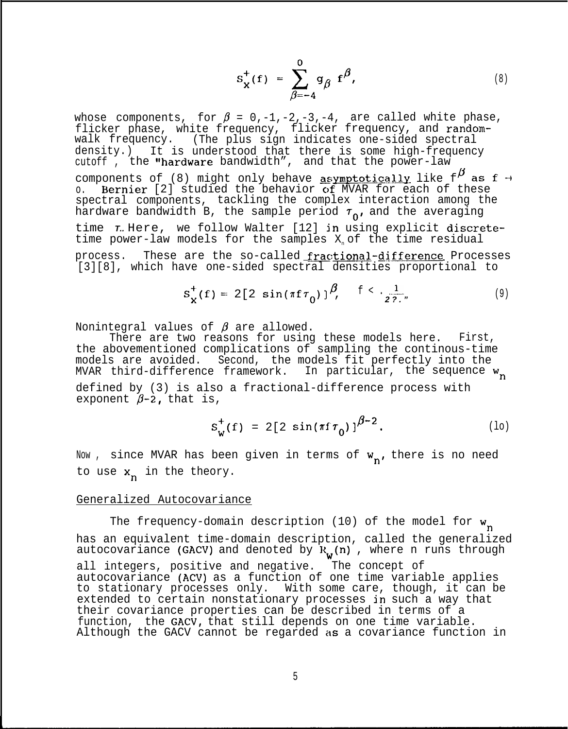$$S_x^+(f) = \sum_{\beta=-4}^{0} g_\beta f^\beta, \tag{8}$$

whose components, for $\beta$ = 0,-1,-2,-3,-4, are called white phase, flicker phase, white frequency, flicker frequency, and random-walk frequency. (The plus sign indicates one-sided spectral density.) It is understood that there is some high-frequency cutoff, the "hardware bandwidth", and that the power-law components of (8) might only behave asymptotically like $f^\beta$ as $f \to 0$. Bernier [2] studied the behavior of MVAR for each of these spectral components, tackling the complex interaction among the hardware bandwidth B, the sample period $\tau_0$, and the averaging time $\tau$. Here, we follow Walter [12] in using explicit discrete-time power-law models for the samples $X_n$ of the time residual process. These are the so-called fractional-difference Processes [3][8], which have one-sided spectral densities proportional to

$$S_x^+(f) = 2[2 \sin(\pi f \tau_0)]^\beta, \quad f < \frac{1}{2\tau_0}. \tag{9}$$

Nonintegral values of $\beta$ are allowed.

There are two reasons for using these models here. First, the abovementioned complications of sampling the continous-time models are avoided. Second, the models fit perfectly into the MVAR third-difference framework. In particular, the sequence $w_n$ defined by (3) is also a fractional-difference process with exponent $\beta$-2, that is,

$$S_w^+(f) = 2[2 \sin(\pi f \tau_0)]^{\beta-2}. \tag{10}$$

Now, since MVAR has been given in terms of $w_n$, there is no need to use $x_n$ in the theory.

## Generalized Autocovariance

The frequency-domain description (10) of the model for $w_n$ has an equivalent time-domain description, called the generalized autocovariance (GACV) and denoted by $R_w(n)$, where n runs through all integers, positive and negative. The concept of autocovariance (ACV) as a function of one time variable applies to stationary processes only. With some care, though, it can be extended to certain nonstationary processes in such a way that their covariance properties can be described in terms of a function, the GACV, that still depends on one time variable. Although the GACV cannot be regarded as a covariance function in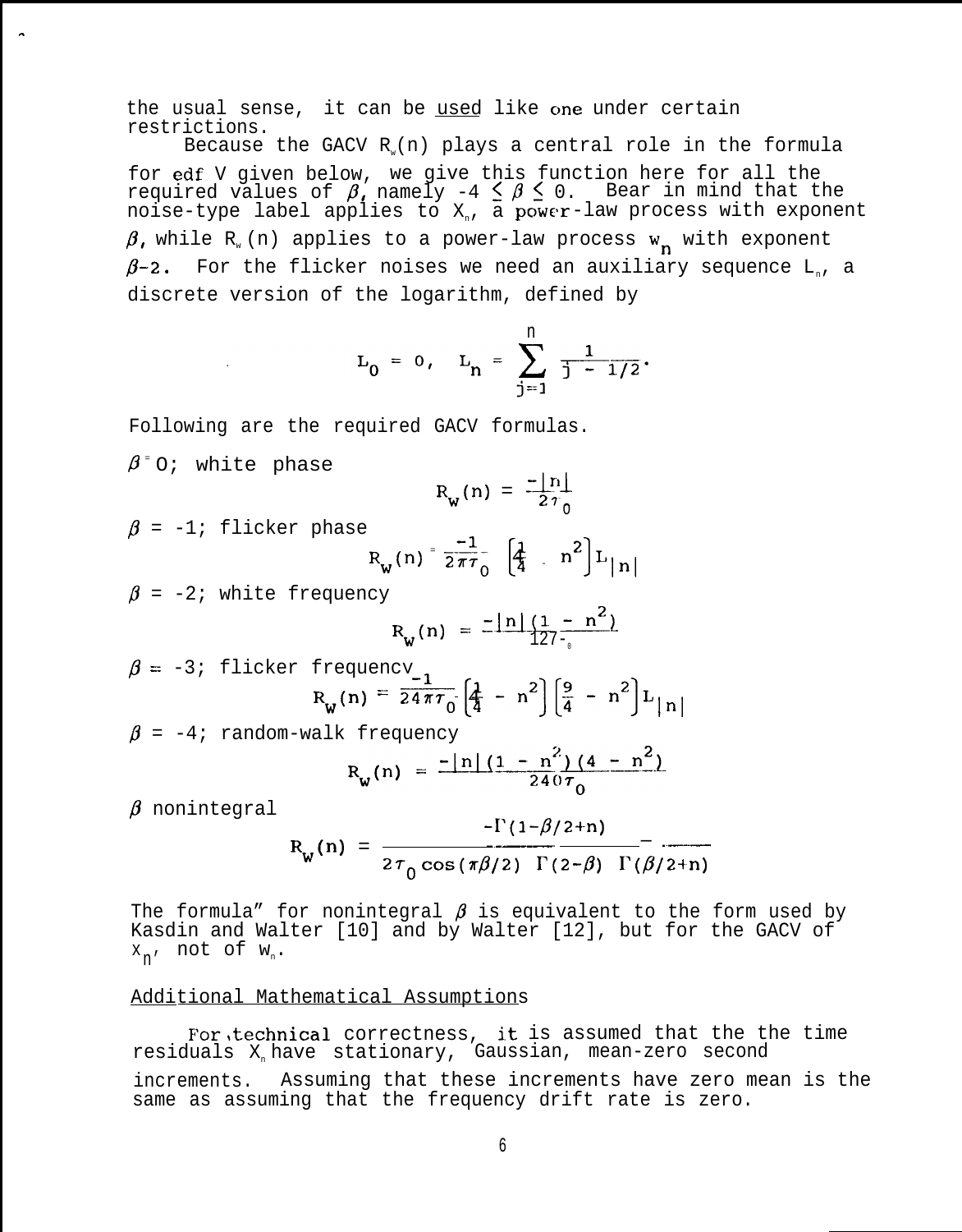the usual sense, it can be used like one under certain restrictions.

Because the GACV $R_w(n)$ plays a central role in the formula for edf V given below, we give this function here for all the required values of $\beta$, namely $-4 \leq \beta \leq 0$. Bear in mind that the noise-type label applies to $X_n$, a power-law process with exponent $\beta$, while $R_w(n)$ applies to a power-law process $w_n$ with exponent $\beta-2$. For the flicker noises we need an auxiliary sequence $L_n$, a discrete version of the logarithm, defined by

$$L_0 = 0, \quad L_n = \sum_{j=1}^{n} \frac{1}{j - 1/2}.$$

Following are the required GACV formulas.

$\beta = 0$; white phase

$$R_w(n) = \frac{-|n|}{2\tau_0}$$

$\beta = -1$; flicker phase

$$R_w(n) = \frac{-1}{2\pi\tau_0} \left[\frac{1}{4} - n^2\right] L_{|n|}$$

$\beta = -2$; white frequency

$$R_w(n) = \frac{-|n|(1 - n^2)}{12\tau_0}$$

$\beta = -3$; flicker frequency

$$R_w(n) = \frac{-1}{24\pi\tau_0} \left[\frac{1}{4} - n^2\right] \left[\frac{9}{4} - n^2\right] L_{|n|}$$

$\beta = -4$; random-walk frequency

$$R_w(n) = \frac{-|n|(1 - n^2)(4 - n^2)}{240\tau_0}$$

$\beta$ nonintegral

$$R_w(n) = \frac{-\Gamma(1-\beta/2+n)}{2\tau_0 \cos(\pi\beta/2) \;\; \Gamma(2-\beta) \;\; \Gamma(\beta/2+n)}$$

The formula" for nonintegral $\beta$ is equivalent to the form used by Kasdin and Walter [10] and by Walter [12], but for the GACV of $x_n$, not of $w_n$.

## Additional Mathematical Assumptions

For technical correctness, it is assumed that the the time residuals $X_n$ have stationary, Gaussian, mean-zero second increments. Assuming that these increments have zero mean is the same as assuming that the frequency drift rate is zero.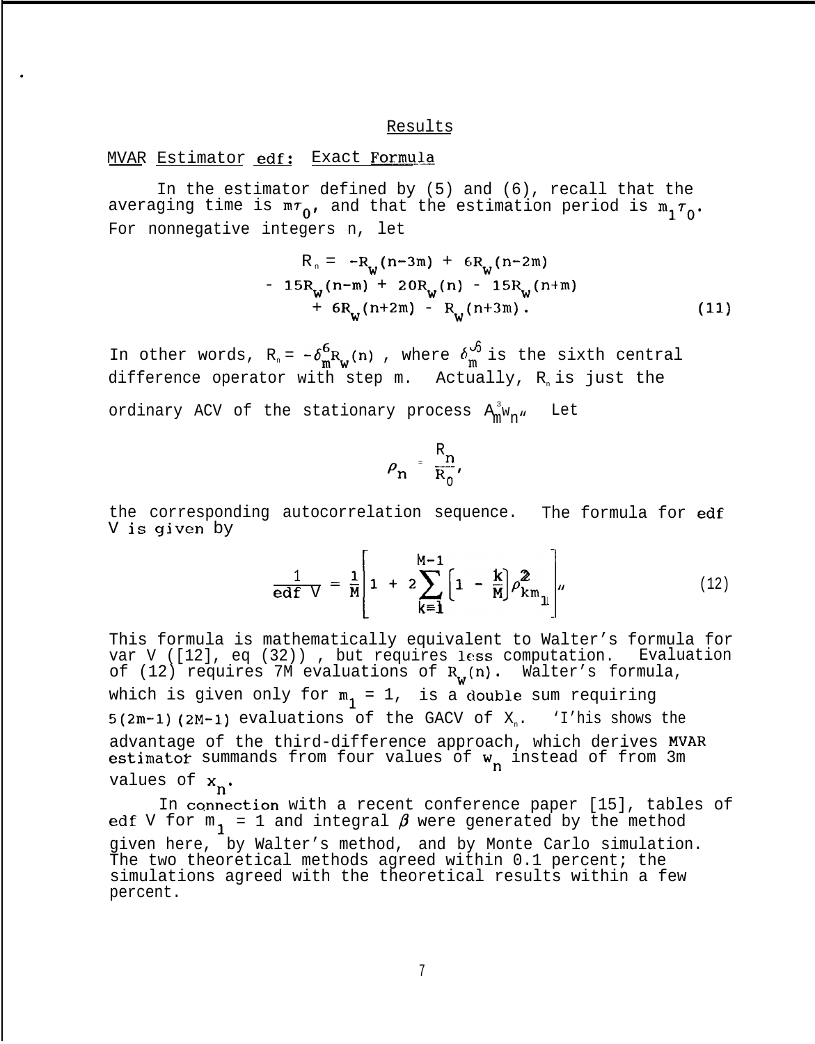## Results

### MVAR Estimator edf: Exact Formula

In the estimator defined by (5) and (6), recall that the averaging time is $m\tau_0$, and that the estimation period is $m_1\tau_0$. For nonnegative integers n, let

$$
\begin{aligned}
R_n = & -R_w(n-3m) + 6R_w(n-2m) \\
& - 15R_w(n-m) + 20R_w(n) - 15R_w(n+m) \\
& + 6R_w(n+2m) - R_w(n+3m). \qquad (11)
\end{aligned}
$$

In other words, $R_n = -\delta_m^6 R_w(n)$, where $\delta_m^6$ is the sixth central difference operator with step m. Actually, $R_n$ is just the ordinary ACV of the stationary process $\Delta_m^3 w_n$. Let

$$
\rho_n = \frac{R_n}{R_0},
$$

the corresponding autocorrelation sequence. The formula for edf V is given by

$$
\frac{1}{\text{edf } V} = \frac{1}{M}\left[1 + 2\sum_{k=1}^{M-1}\left(1 - \frac{k}{M}\right)\rho_{km_1}^2\right]. \qquad (12)
$$

This formula is mathematically equivalent to Walter's formula for var V ([12], eq (32)), but requires less computation. Evaluation of (12) requires 7M evaluations of $R_w(n)$. Walter's formula, which is given only for $m_1 = 1$, is a double sum requiring $5(2m-1)(2M-1)$ evaluations of the GACV of $X_n$. This shows the advantage of the third-difference approach, which derives MVAR estimator summands from four values of $w_n$ instead of from 3m values of $x_n$.

In connection with a recent conference paper [15], tables of edf V for $m_1 = 1$ and integral $\beta$ were generated by the method given here, by Walter's method, and by Monte Carlo simulation. The two theoretical methods agreed within 0.1 percent; the simulations agreed with the theoretical results within a few percent.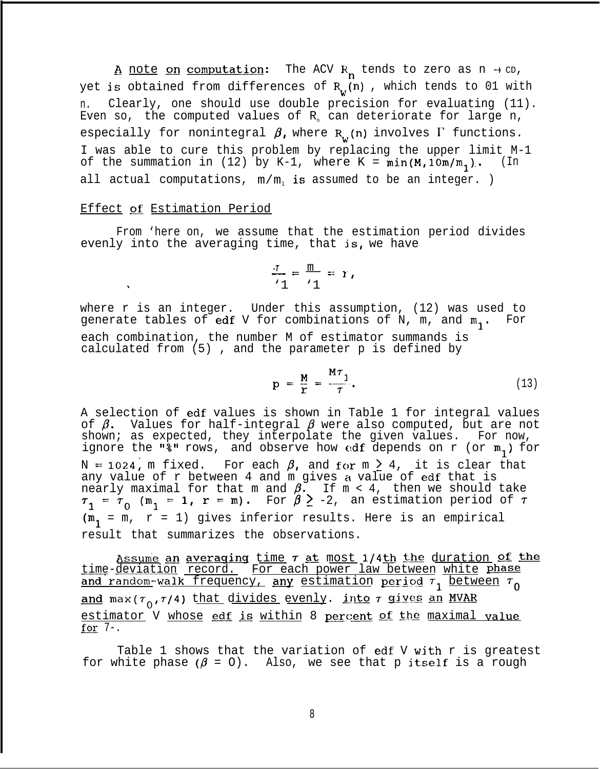A note on computation: The ACV $R_n$ tends to zero as $n \to \infty$, yet is obtained from differences of $R_w(n)$, which tends to $\infty$ with n. Clearly, one should use double precision for evaluating (11). Even so, the computed values of $R_n$ can deteriorate for large n, especially for nonintegral $\beta$, where $R_w(n)$ involves $\Gamma$ functions. I was able to cure this problem by replacing the upper limit M-1 of the summation in (12) by K-1, where $K = \min(M, 10m/m_1)$. (In all actual computations, $m/m_1$ is assumed to be an integer.)

## Effect of Estimation Period

From here on, we assume that the estimation period divides evenly into the averaging time, that is, we have

$$\frac{\tau}{\tau_1} = \frac{m}{m_1} = r,$$

where r is an integer. Under this assumption, (12) was used to generate tables of edf V for combinations of N, m, and $m_1$. For each combination, the number M of estimator summands is calculated from (5), and the parameter p is defined by

$$p = \frac{M}{r} = \frac{M\tau_1}{\tau}. \tag{13}$$

A selection of edf values is shown in Table 1 for integral values of $\beta$. Values for half-integral $\beta$ were also computed, but are not shown; as expected, they interpolate the given values. For now, ignore the "%" rows, and observe how edf depends on r (or $m_1$) for $N = 1024$, m fixed. For each $\beta$, and for $m \geq 4$, it is clear that any value of r between 4 and m gives a value of edf that is nearly maximal for that m and $\beta$. If $m < 4$, then we should take $\tau_1 = \tau_0$ ($m_1 = 1$, $r = m$). For $\beta \geq -2$, an estimation period of $\tau$ ($m_1 = m$, $r = 1$) gives inferior results. Here is an empirical result that summarizes the observations.

Assume an averaging time $\tau$ at most 1/4th the duration of the time-deviation record. For each power law between white phase and random-walk frequency, any estimation period $\tau_1$ between $\tau_0$ and $\max(\tau_0, \tau/4)$ that divides evenly into $\tau$ gives an MVAR estimator V whose edf is within 8 percent of the maximal value for $\tau$.

Table 1 shows that the variation of edf V with r is greatest for white phase ($\beta = 0$). Also, we see that p itself is a rough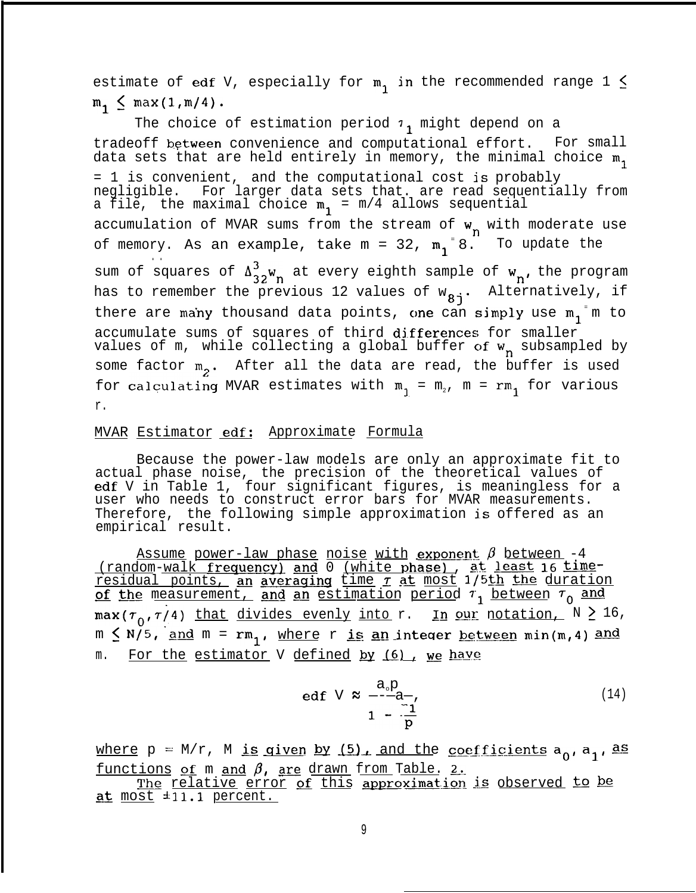estimate of edf V, especially for $m_1$ in the recommended range $1 \leq m_1 \leq \max(1, m/4)$.

The choice of estimation period $\tau_1$ might depend on a tradeoff between convenience and computational effort. For small data sets that are held entirely in memory, the minimal choice $m_1 = 1$ is convenient, and the computational cost is probably negligible. For larger data sets that are read sequentially from a file, the maximal choice $m_1 = m/4$ allows sequential accumulation of MVAR sums from the stream of $w_n$ with moderate use of memory. As an example, take $m = 32$, $m_1 = 8$. To update the sum of squares of $\Delta^3_{32} w_n$ at every eighth sample of $w_n$, the program has to remember the previous 12 values of $w_{8j}$. Alternatively, if there are many thousand data points, one can simply use $m_1 = m$ to accumulate sums of squares of third differences for smaller values of m, while collecting a global buffer of $w_n$ subsampled by some factor $m_2$. After all the data are read, the buffer is used for calculating MVAR estimates with $m_1 = m_2$, $m = rm_1$ for various r.

## MVAR Estimator edf: Approximate Formula

Because the power-law models are only an approximate fit to actual phase noise, the precision of the theoretical values of edf V in Table 1, four significant figures, is meaningless for a user who needs to construct error bars for MVAR measurements. Therefore, the following simple approximation is offered as an empirical result.

Assume power-law phase noise with exponent $\beta$ between -4 (random-walk frequency) and 0 (white phase), at least 16 time-residual points, an averaging time $\tau$ at most 1/5th the duration of the measurement, and an estimation period $\tau_1$ between $\tau_0$ and $\max(\tau_0, \tau/4)$ that divides evenly into r. In our notation, $N \geq 16$, $m \leq N/5$, and $m = rm_1$, where r is an integer between $\min(m,4)$ and m. For the estimator V defined by (6), we have

$$\text{edf } V \approx \frac{a_0 p}{1 - \frac{a_1}{p}}, \tag{14}$$

where $p = M/r$, M is given by (5), and the coefficients $a_0$, $a_1$, as functions of m and $\beta$, are drawn from Table. 2.

The relative error of this approximation is observed to be at most $\pm 11.1$ percent.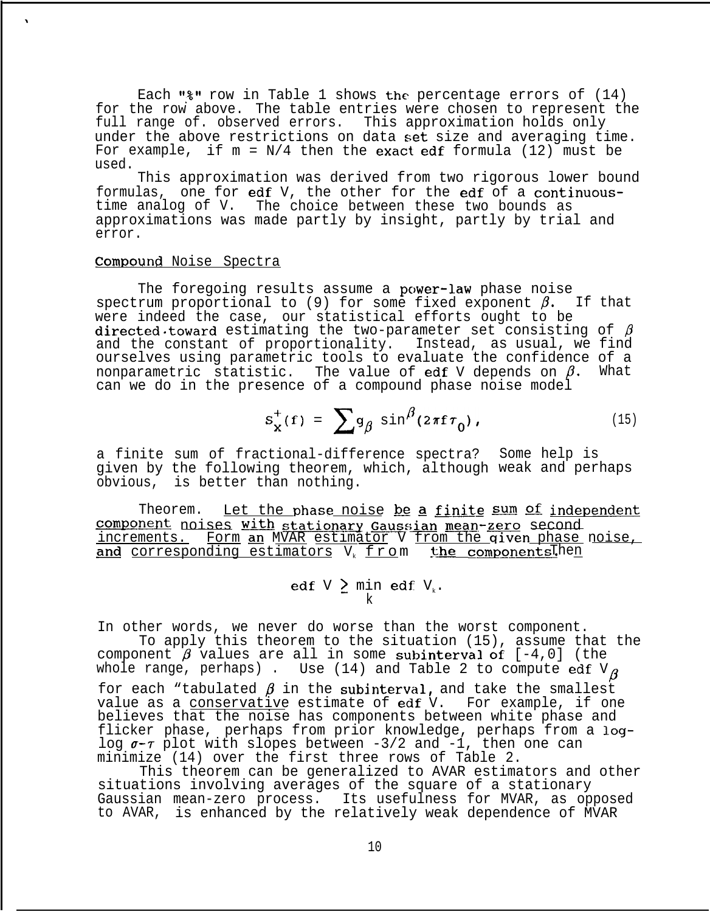Each "%" row in Table 1 shows the percentage errors of (14) for the row above. The table entries were chosen to represent the full range of observed errors. This approximation holds only under the above restrictions on data set size and averaging time. For example, if m = N/4 then the exact edf formula (12) must be used.

This approximation was derived from two rigorous lower bound formulas, one for edf V, the other for the edf of a continuous-time analog of V. The choice between these two bounds as approximations was made partly by insight, partly by trial and error.

## Compound Noise Spectra

The foregoing results assume a power-law phase noise spectrum proportional to (9) for some fixed exponent $\beta$. If that were indeed the case, our statistical efforts ought to be directed toward estimating the two-parameter set consisting of $\beta$ and the constant of proportionality. Instead, as usual, we find ourselves using parametric tools to evaluate the confidence of a nonparametric statistic. The value of edf V depends on $\beta$. What can we do in the presence of a compound phase noise model

$$S_x^+(f) = \sum g_\beta \sin^\beta(2\pi f \tau_0), \tag{15}$$

a finite sum of fractional-difference spectra? Some help is given by the following theorem, which, although weak and perhaps obvious, is better than nothing.

Theorem. Let the phase noise be a finite sum of independent component noises with stationary Gaussian mean-zero second increments. Form an MVAR estimator V from the given phase noise, and corresponding estimators $V_k$ from the components. Then

$$\text{edf } V \geq \min_k \text{ edf } V_k .$$

In other words, we never do worse than the worst component.

To apply this theorem to the situation (15), assume that the component $\beta$ values are all in some subinterval of [-4,0] (the whole range, perhaps). Use (14) and Table 2 to compute edf $V_\beta$ for each "tabulated $\beta$ in the subinterval, and take the smallest value as a conservative estimate of edf V. For example, if one believes that the noise has components between white phase and flicker phase, perhaps from prior knowledge, perhaps from a log-log $\sigma$-$\tau$ plot with slopes between -3/2 and -1, then one can minimize (14) over the first three rows of Table 2.

This theorem can be generalized to AVAR estimators and other situations involving averages of the square of a stationary Gaussian mean-zero process. Its usefulness for MVAR, as opposed to AVAR, is enhanced by the relatively weak dependence of MVAR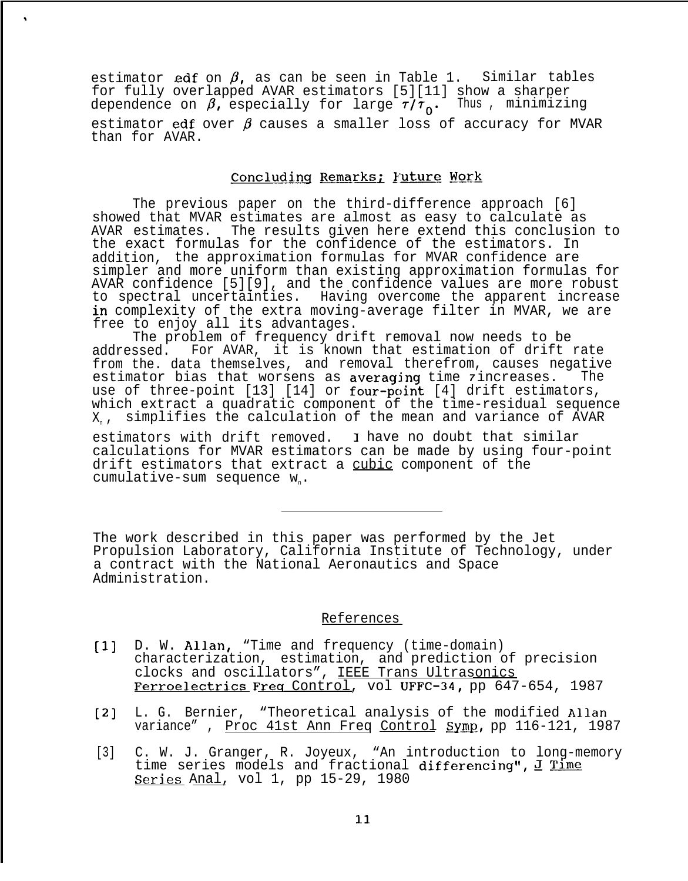estimator edf on $\beta$, as can be seen in Table 1. Similar tables for fully overlapped AVAR estimators [5][11] show a sharper dependence on $\beta$, especially for large $\tau/\tau_0$. Thus, minimizing estimator edf over $\beta$ causes a smaller loss of accuracy for MVAR than for AVAR.

## Concluding Remarks; Future Work

The previous paper on the third-difference approach [6] showed that MVAR estimates are almost as easy to calculate as AVAR estimates. The results given here extend this conclusion to the exact formulas for the confidence of the estimators. In addition, the approximation formulas for MVAR confidence are simpler and more uniform than existing approximation formulas for AVAR confidence [5][9], and the confidence values are more robust to spectral uncertainties. Having overcome the apparent increase in complexity of the extra moving-average filter in MVAR, we are free to enjoy all its advantages.

The problem of frequency drift removal now needs to be addressed. For AVAR, it is known that estimation of drift rate from the. data themselves, and removal therefrom, causes negative estimator bias that worsens as averaging time $\tau$ increases. The use of three-point [13] [14] or four-point [4] drift estimators, which extract a quadratic component of the time-residual sequence $X_n$, simplifies the calculation of the mean and variance of AVAR estimators with drift removed. I have no doubt that similar calculations for MVAR estimators can be made by using four-point drift estimators that extract a cubic component of the cumulative-sum sequence $w_n$.

---

The work described in this paper was performed by the Jet Propulsion Laboratory, California Institute of Technology, under a contract with the National Aeronautics and Space Administration.

## References

[1] D. W. Allan, "Time and frequency (time-domain) characterization, estimation, and prediction of precision clocks and oscillators", IEEE Trans Ultrasonics Ferroelectrics Freq Control, vol UFFC-34, pp 647-654, 1987

[2] L. G. Bernier, "Theoretical analysis of the modified Allan variance", Proc 41st Ann Freq Control Symp, pp 116-121, 1987

[3] C. W. J. Granger, R. Joyeux, "An introduction to long-memory time series models and fractional differencing", J Time Series Anal, vol 1, pp 15-29, 1980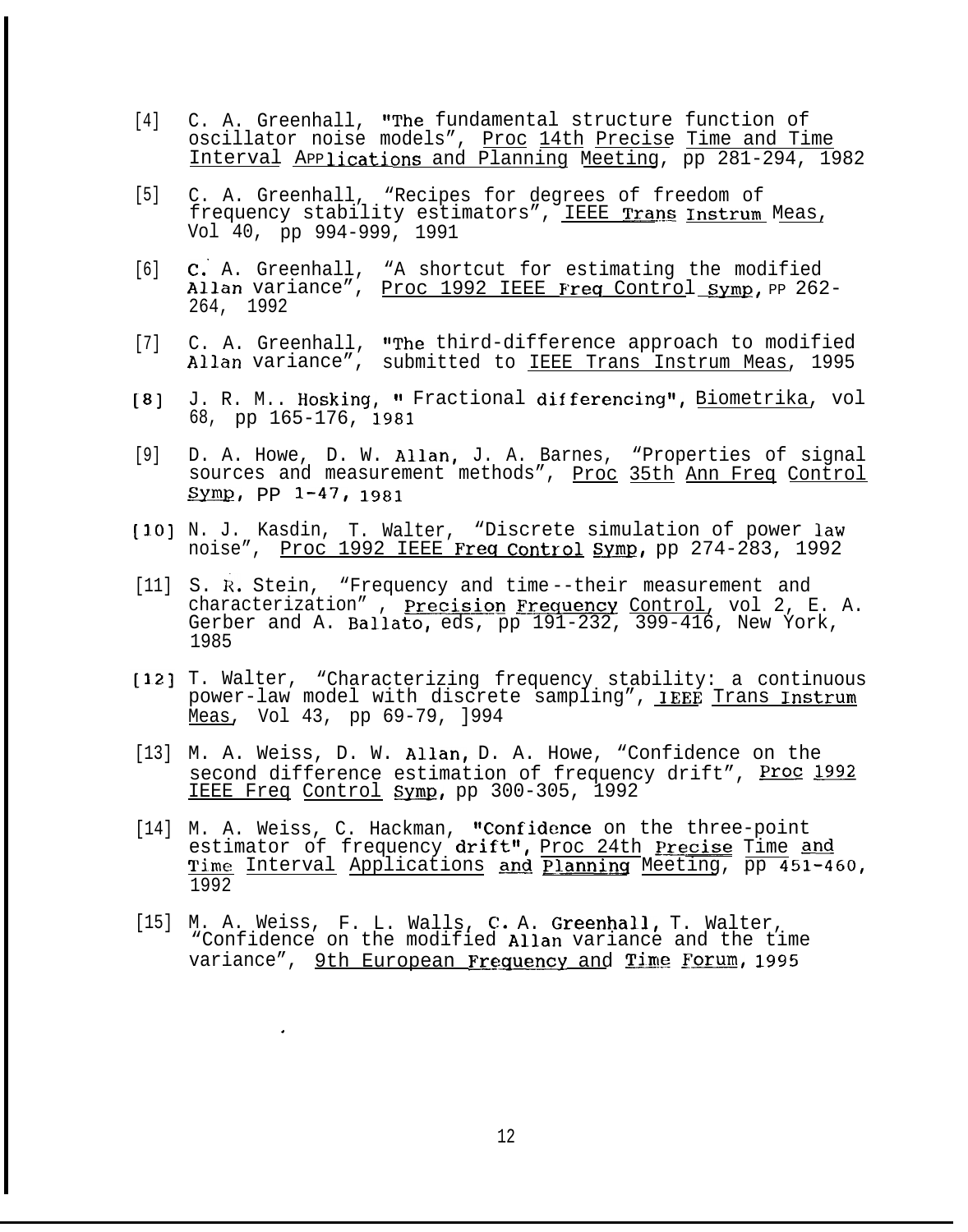[4] C. A. Greenhall, "The fundamental structure function of oscillator noise models", Proc 14th Precise Time and Time Interval Applications and Planning Meeting, pp 281-294, 1982

[5] C. A. Greenhall, "Recipes for degrees of freedom of frequency stability estimators", IEEE Trans Instrum Meas, Vol 40, pp 994-999, 1991

[6] C. A. Greenhall, "A shortcut for estimating the modified Allan variance", Proc 1992 IEEE Freq Control Symp, pp 262-264, 1992

[7] C. A. Greenhall, "The third-difference approach to modified Allan variance", submitted to IEEE Trans Instrum Meas, 1995

[8] J. R. M.. Hosking, " Fractional differencing", Biometrika, vol 68, pp 165-176, 1981

[9] D. A. Howe, D. W. Allan, J. A. Barnes, "Properties of signal sources and measurement methods", Proc 35th Ann Freq Control Symp, PP 1-47, 1981

[10] N. J. Kasdin, T. Walter, "Discrete simulation of power law noise", Proc 1992 IEEE Freq Control Symp, pp 274-283, 1992

[11] S. R. Stein, "Frequency and time--their measurement and characterization", Precision Frequency Control, vol 2, E. A. Gerber and A. Ballato, eds, pp 191-232, 399-416, New York, 1985

[12] T. Walter, "Characterizing frequency stability: a continuous power-law model with discrete sampling", IEEE Trans Instrum Meas, Vol 43, pp 69-79, 1994

[13] M. A. Weiss, D. W. Allan, D. A. Howe, "Confidence on the second difference estimation of frequency drift", Proc 1992 IEEE Freq Control Symp, pp 300-305, 1992

[14] M. A. Weiss, C. Hackman, "Confidence on the three-point estimator of frequency drift", Proc 24th Precise Time and Time Interval Applications and Planning Meeting, pp 451-460, 1992

[15] M. A. Weiss, F. L. Walls, C. A. Greenhall, T. Walter, "Confidence on the modified Allan variance and the time variance", 9th European Frequency and Time Forum, 1995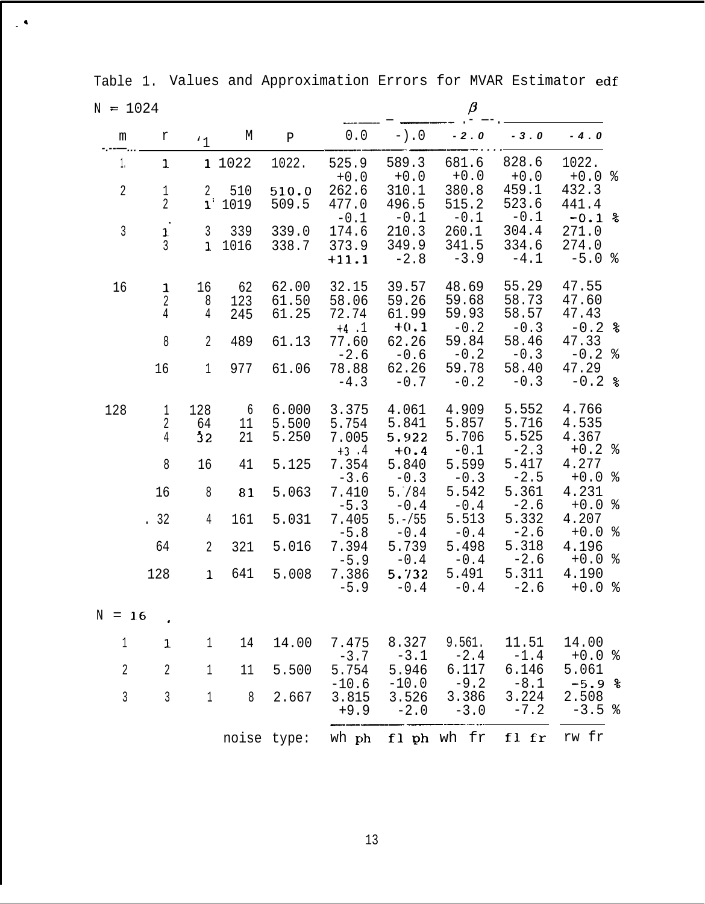Table 1. Values and Approximation Errors for MVAR Estimator edf

N = 1024

| m | r | $r_1$ | M | p | β = 0.0 | -1.0 | -2.0 | -3.0 | -4.0 | |
|---|---|---|---|---|---|---|---|---|---|---|
| 1 | 1 | 1 | 1022 | 1022. | 525.9 | 589.3 | 681.6 | 828.6 | 1022. | |
| | | | | | +0.0 | +0.0 | +0.0 | +0.0 | +0.0 | % |
| 2 | 1 | 2 | 510 | 510.0 | 262.6 | 310.1 | 380.8 | 459.1 | 432.3 | |
| | 2 | 1 | 1019 | 509.5 | 477.0 | 496.5 | 515.2 | 523.6 | 441.4 | |
| | | | | | -0.1 | -0.1 | -0.1 | -0.1 | -0.1 | % |
| 3 | 1 | 3 | 339 | 339.0 | 174.6 | 210.3 | 260.1 | 304.4 | 271.0 | |
| | 3 | 1 | 1016 | 338.7 | 373.9 | 349.9 | 341.5 | 334.6 | 274.0 | |
| | | | | | +11.1 | -2.8 | -3.9 | -4.1 | -5.0 | % |
| 16 | 1 | 16 | 62 | 62.00 | 32.15 | 39.57 | 48.69 | 55.29 | 47.55 | |
| | 2 | 8 | 123 | 61.50 | 58.06 | 59.26 | 59.68 | 58.73 | 47.60 | |
| | 4 | 4 | 245 | 61.25 | 72.74 | 61.99 | 59.93 | 58.57 | 47.43 | |
| | | | | | +4.1 | +0.1 | -0.2 | -0.3 | -0.2 | % |
| | 8 | 2 | 489 | 61.13 | 77.60 | 62.26 | 59.84 | 58.46 | 47.33 | |
| | | | | | -2.6 | -0.6 | -0.2 | -0.3 | -0.2 | % |
| | 16 | 1 | 977 | 61.06 | 78.88 | 62.26 | 59.78 | 58.40 | 47.29 | |
| | | | | | -4.3 | -0.7 | -0.2 | -0.3 | -0.2 | % |
| 128 | 1 | 128 | 6 | 6.000 | 3.375 | 4.061 | 4.909 | 5.552 | 4.766 | |
| | 2 | 64 | 11 | 5.500 | 5.754 | 5.841 | 5.857 | 5.716 | 4.535 | |
| | 4 | 32 | 21 | 5.250 | 7.005 | 5.922 | 5.706 | 5.525 | 4.367 | |
| | | | | | +3.4 | +0.4 | -0.1 | -2.3 | +0.2 | % |
| | 8 | 16 | 41 | 5.125 | 7.354 | 5.840 | 5.599 | 5.417 | 4.277 | |
| | | | | | -3.6 | -0.3 | -0.3 | -2.5 | +0.0 | % |
| | 16 | 8 | 81 | 5.063 | 7.410 | 5.784 | 5.542 | 5.361 | 4.231 | |
| | | | | | -5.3 | -0.4 | -0.4 | -2.6 | +0.0 | % |
| | 32 | 4 | 161 | 5.031 | 7.405 | 5.755 | 5.513 | 5.332 | 4.207 | |
| | | | | | -5.8 | -0.4 | -0.4 | -2.6 | +0.0 | % |
| | 64 | 2 | 321 | 5.016 | 7.394 | 5.739 | 5.498 | 5.318 | 4.196 | |
| | | | | | -5.9 | -0.4 | -0.4 | -2.6 | +0.0 | % |
| | 128 | 1 | 641 | 5.008 | 7.386 | 5.732 | 5.491 | 5.311 | 4.190 | |
| | | | | | -5.9 | -0.4 | -0.4 | -2.6 | +0.0 | % |

N = 16

| m | r | $r_1$ | M | p | β = 0.0 | -1.0 | -2.0 | -3.0 | -4.0 | |
|---|---|---|---|---|---|---|---|---|---|---|
| 1 | 1 | 1 | 14 | 14.00 | 7.475 | 8.327 | 9.561 | 11.51 | 14.00 | |
| | | | | | -3.7 | -3.1 | -2.4 | -1.4 | +0.0 | % |
| 2 | 2 | 1 | 11 | 5.500 | 5.754 | 5.946 | 6.117 | 6.146 | 5.061 | |
| | | | | | -10.6 | -10.0 | -9.2 | -8.1 | -5.9 | % |
| 3 | 3 | 1 | 8 | 2.667 | 3.815 | 3.526 | 3.386 | 3.224 | 2.508 | |
| | | | | | +9.9 | -2.0 | -3.0 | -7.2 | -3.5 | % |
| | | | | noise type: | wh ph | fl ph | wh fr | fl fr | rw fr | |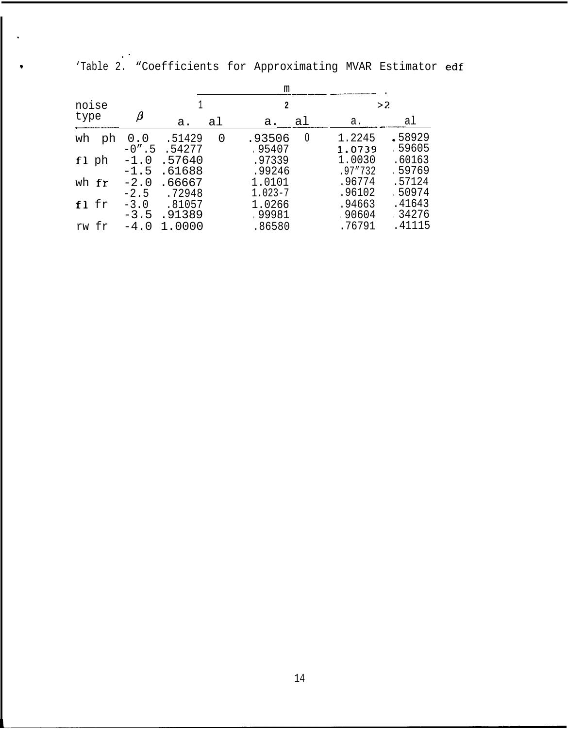Table 2. "Coefficients for Approximating MVAR Estimator edf

| noise type | $\beta$ | m = 1 | | m = 2 | | m > 2 | |
|---|---|---|---|---|---|---|---|
| | | $a_0$ | $a_1$ | $a_0$ | $a_1$ | $a_0$ | $a_1$ |
| wh ph | 0.0 | .51429 | 0 | .93506 | 0 | 1.2245 | .58929 |
| | -0.5 | .54277 | | .95407 | | 1.0739 | .59605 |
| fl ph | -1.0 | .57640 | | .97339 | | 1.0030 | .60163 |
| | -1.5 | .61688 | | .99246 | | .97732 | .59769 |
| wh fr | -2.0 | .66667 | | 1.0101 | | .96774 | .57124 |
| | -2.5 | .72948 | | 1.0237 | | .96102 | .50974 |
| fl fr | -3.0 | .81057 | | 1.0266 | | .94663 | .41643 |
| | -3.5 | .91389 | | .99981 | | .90604 | .34276 |
| rw fr | -4.0 | 1.0000 | | .86580 | | .76791 | .41115 |